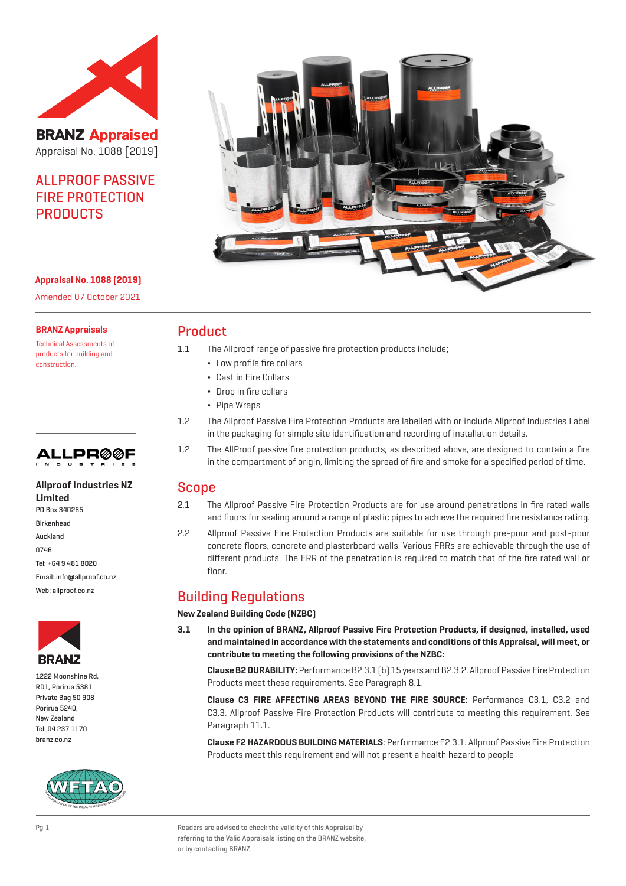BRANZ Appraised
Appraisal No. 1088 [2019]

# ALLPROOF PASSIVE FIRE PROTECTION PRODUCTS

**Appraisal No. 1088 (2019)**

Amended 07 October 2021

**BRANZ Appraisals**

Technical Assessments of products for building and construction.

**Allproof Industries NZ Limited**
PO Box 340265
Birkenhead
Auckland
0746
Tel: +64 9 481 8020
Email: info@allproof.co.nz
Web: allproof.co.nz

**BRANZ**
1222 Moonshine Rd,
RD1, Porirua 5381
Private Bag 50 908
Porirua 5240,
New Zealand
Tel: 04 237 1170
branz.co.nz

## Product

1.1 The Allproof range of passive fire protection products include;

- Low profile fire collars
- Cast in Fire Collars
- Drop in fire collars
- Pipe Wraps

1.2 The Allproof Passive Fire Protection Products are labelled with or include Allproof Industries Label in the packaging for simple site identification and recording of installation details.

1.2 The AllProof passive fire protection products, as described above, are designed to contain a fire in the compartment of origin, limiting the spread of fire and smoke for a specified period of time.

## Scope

2.1 The Allproof Passive Fire Protection Products are for use around penetrations in fire rated walls and floors for sealing around a range of plastic pipes to achieve the required fire resistance rating.

2.2 Allproof Passive Fire Protection Products are suitable for use through pre-pour and post-pour concrete floors, concrete and plasterboard walls. Various FRRs are achievable through the use of different products. The FRR of the penetration is required to match that of the fire rated wall or floor.

## Building Regulations

**New Zealand Building Code (NZBC)**

**3.1 In the opinion of BRANZ, Allproof Passive Fire Protection Products, if designed, installed, used and maintained in accordance with the statements and conditions of this Appraisal, will meet, or contribute to meeting the following provisions of the NZBC:**

**Clause B2 DURABILITY:** Performance B2.3.1 (b) 15 years and B2.3.2. Allproof Passive Fire Protection Products meet these requirements. See Paragraph 8.1.

**Clause C3 FIRE AFFECTING AREAS BEYOND THE FIRE SOURCE:** Performance C3.1, C3.2 and C3.3. Allproof Passive Fire Protection Products will contribute to meeting this requirement. See Paragraph 11.1.

**Clause F2 HAZARDOUS BUILDING MATERIALS**: Performance F2.3.1. Allproof Passive Fire Protection Products meet this requirement and will not present a health hazard to people

Readers are advised to check the validity of this Appraisal by referring to the Valid Appraisals listing on the BRANZ website, or by contacting BRANZ.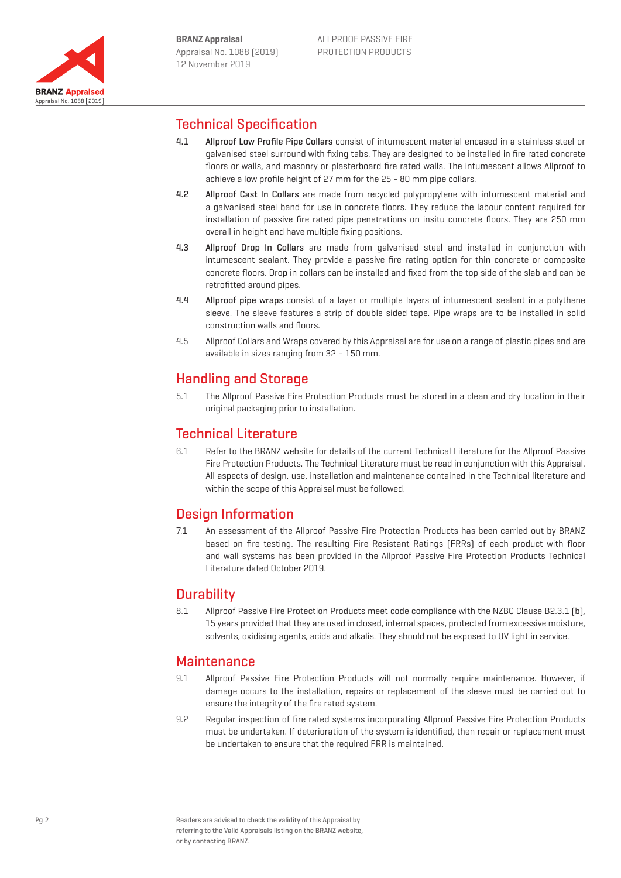## Technical Specification

4.1 **Allproof Low Profile Pipe Collars** consist of intumescent material encased in a stainless steel or galvanised steel surround with fixing tabs. They are designed to be installed in fire rated concrete floors or walls, and masonry or plasterboard fire rated walls. The intumescent allows Allproof to achieve a low profile height of 27 mm for the 25 - 80 mm pipe collars.

4.2 **Allproof Cast In Collars** are made from recycled polypropylene with intumescent material and a galvanised steel band for use in concrete floors. They reduce the labour content required for installation of passive fire rated pipe penetrations on insitu concrete floors. They are 250 mm overall in height and have multiple fixing positions.

4.3 **Allproof Drop In Collars** are made from galvanised steel and installed in conjunction with intumescent sealant. They provide a passive fire rating option for thin concrete or composite concrete floors. Drop in collars can be installed and fixed from the top side of the slab and can be retrofitted around pipes.

4.4 **Allproof pipe wraps** consist of a layer or multiple layers of intumescent sealant in a polythene sleeve. The sleeve features a strip of double sided tape. Pipe wraps are to be installed in solid construction walls and floors.

4.5 Allproof Collars and Wraps covered by this Appraisal are for use on a range of plastic pipes and are available in sizes ranging from 32 – 150 mm.

## Handling and Storage

5.1 The Allproof Passive Fire Protection Products must be stored in a clean and dry location in their original packaging prior to installation.

## Technical Literature

6.1 Refer to the BRANZ website for details of the current Technical Literature for the Allproof Passive Fire Protection Products. The Technical Literature must be read in conjunction with this Appraisal. All aspects of design, use, installation and maintenance contained in the Technical literature and within the scope of this Appraisal must be followed.

## Design Information

7.1 An assessment of the Allproof Passive Fire Protection Products has been carried out by BRANZ based on fire testing. The resulting Fire Resistant Ratings (FRRs) of each product with floor and wall systems has been provided in the Allproof Passive Fire Protection Products Technical Literature dated October 2019.

## Durability

8.1 Allproof Passive Fire Protection Products meet code compliance with the NZBC Clause B2.3.1 (b), 15 years provided that they are used in closed, internal spaces, protected from excessive moisture, solvents, oxidising agents, acids and alkalis. They should not be exposed to UV light in service.

## Maintenance

9.1 Allproof Passive Fire Protection Products will not normally require maintenance. However, if damage occurs to the installation, repairs or replacement of the sleeve must be carried out to ensure the integrity of the fire rated system.

9.2 Regular inspection of fire rated systems incorporating Allproof Passive Fire Protection Products must be undertaken. If deterioration of the system is identified, then repair or replacement must be undertaken to ensure that the required FRR is maintained.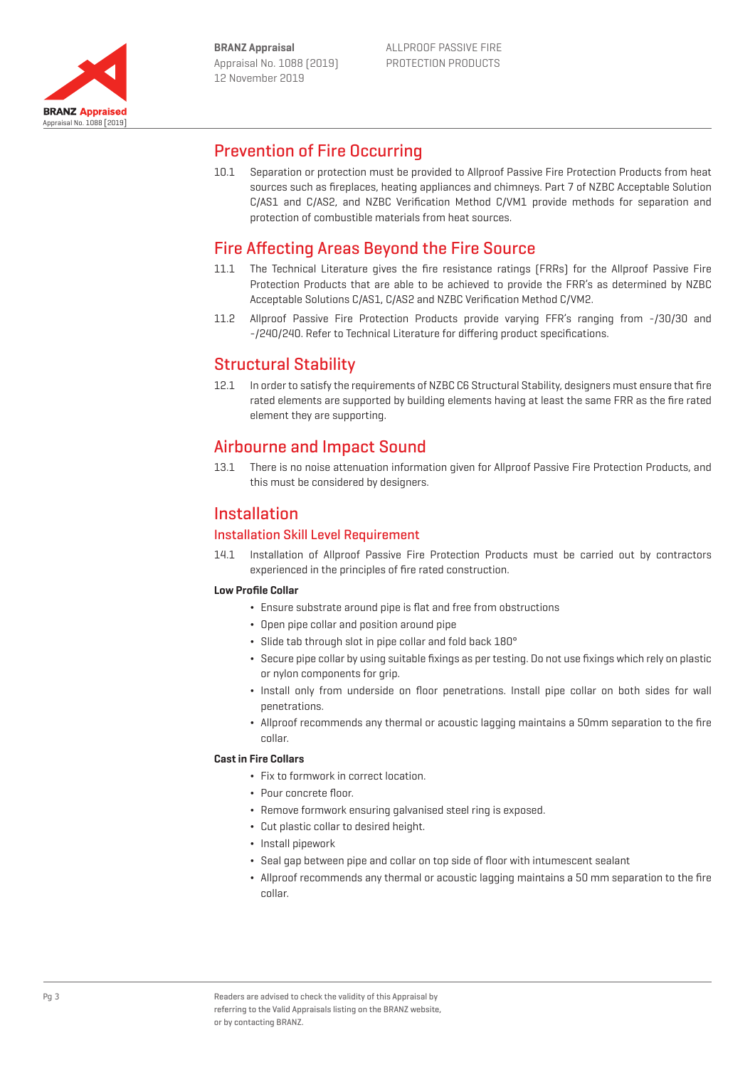## Prevention of Fire Occurring

10.1 Separation or protection must be provided to Allproof Passive Fire Protection Products from heat sources such as fireplaces, heating appliances and chimneys. Part 7 of NZBC Acceptable Solution C/AS1 and C/AS2, and NZBC Verification Method C/VM1 provide methods for separation and protection of combustible materials from heat sources.

## Fire Affecting Areas Beyond the Fire Source

11.1 The Technical Literature gives the fire resistance ratings (FRRs) for the Allproof Passive Fire Protection Products that are able to be achieved to provide the FRR's as determined by NZBC Acceptable Solutions C/AS1, C/AS2 and NZBC Verification Method C/VM2.

11.2 Allproof Passive Fire Protection Products provide varying FFR's ranging from -/30/30 and -/240/240. Refer to Technical Literature for differing product specifications.

## Structural Stability

12.1 In order to satisfy the requirements of NZBC C6 Structural Stability, designers must ensure that fire rated elements are supported by building elements having at least the same FRR as the fire rated element they are supporting.

## Airbourne and Impact Sound

13.1 There is no noise attenuation information given for Allproof Passive Fire Protection Products, and this must be considered by designers.

## Installation

### Installation Skill Level Requirement

14.1 Installation of Allproof Passive Fire Protection Products must be carried out by contractors experienced in the principles of fire rated construction.

**Low Profile Collar**

- Ensure substrate around pipe is flat and free from obstructions
- Open pipe collar and position around pipe
- Slide tab through slot in pipe collar and fold back 180°
- Secure pipe collar by using suitable fixings as per testing. Do not use fixings which rely on plastic or nylon components for grip.
- Install only from underside on floor penetrations. Install pipe collar on both sides for wall penetrations.
- Allproof recommends any thermal or acoustic lagging maintains a 50mm separation to the fire collar.

**Cast in Fire Collars**

- Fix to formwork in correct location.
- Pour concrete floor.
- Remove formwork ensuring galvanised steel ring is exposed.
- Cut plastic collar to desired height.
- Install pipework
- Seal gap between pipe and collar on top side of floor with intumescent sealant
- Allproof recommends any thermal or acoustic lagging maintains a 50 mm separation to the fire collar.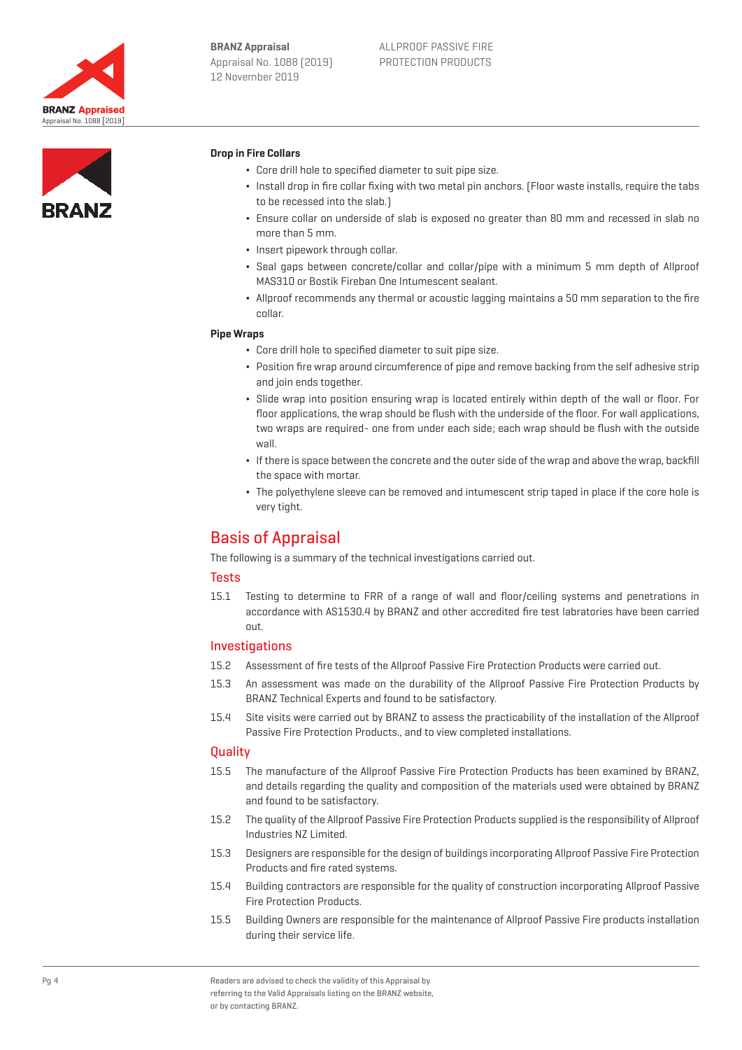**Drop in Fire Collars**

- Core drill hole to specified diameter to suit pipe size.
- Install drop in fire collar fixing with two metal pin anchors. (Floor waste installs, require the tabs to be recessed into the slab.)
- Ensure collar on underside of slab is exposed no greater than 80 mm and recessed in slab no more than 5 mm.
- Insert pipework through collar.
- Seal gaps between concrete/collar and collar/pipe with a minimum 5 mm depth of Allproof MAS310 or Bostik Fireban One Intumescent sealant.
- Allproof recommends any thermal or acoustic lagging maintains a 50 mm separation to the fire collar.

**Pipe Wraps**

- Core drill hole to specified diameter to suit pipe size.
- Position fire wrap around circumference of pipe and remove backing from the self adhesive strip and join ends together.
- Slide wrap into position ensuring wrap is located entirely within depth of the wall or floor. For floor applications, the wrap should be flush with the underside of the floor. For wall applications, two wraps are required- one from under each side; each wrap should be flush with the outside wall.
- If there is space between the concrete and the outer side of the wrap and above the wrap, backfill the space with mortar.
- The polyethylene sleeve can be removed and intumescent strip taped in place if the core hole is very tight.

# Basis of Appraisal

The following is a summary of the technical investigations carried out.

## Tests

15.1 Testing to determine to FRR of a range of wall and floor/ceiling systems and penetrations in accordance with AS1530.4 by BRANZ and other accredited fire test labratories have been carried out.

## Investigations

15.2 Assessment of fire tests of the Allproof Passive Fire Protection Products were carried out.

15.3 An assessment was made on the durability of the Allproof Passive Fire Protection Products by BRANZ Technical Experts and found to be satisfactory.

15.4 Site visits were carried out by BRANZ to assess the practicability of the installation of the Allproof Passive Fire Protection Products., and to view completed installations.

## Quality

15.5 The manufacture of the Allproof Passive Fire Protection Products has been examined by BRANZ, and details regarding the quality and composition of the materials used were obtained by BRANZ and found to be satisfactory.

15.2 The quality of the Allproof Passive Fire Protection Products supplied is the responsibility of Allproof Industries NZ Limited.

15.3 Designers are responsible for the design of buildings incorporating Allproof Passive Fire Protection Products and fire rated systems.

15.4 Building contractors are responsible for the quality of construction incorporating Allproof Passive Fire Protection Products.

15.5 Building Owners are responsible for the maintenance of Allproof Passive Fire products installation during their service life.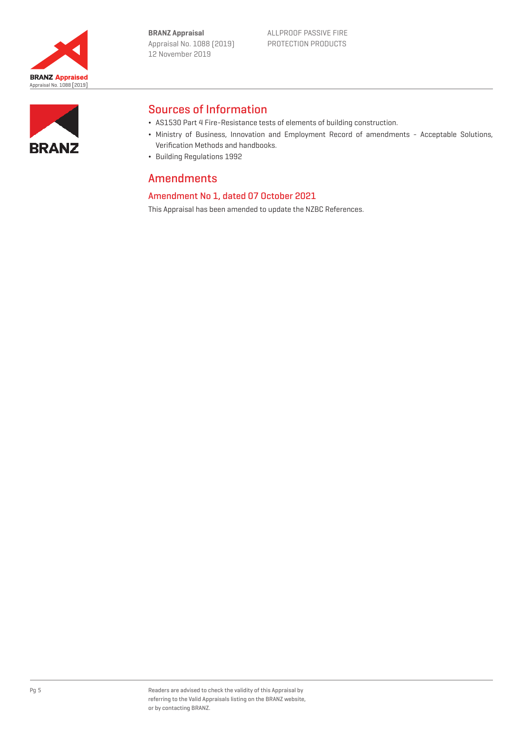## Sources of Information

- AS1530 Part 4 Fire-Resistance tests of elements of building construction.
- Ministry of Business, Innovation and Employment Record of amendments - Acceptable Solutions, Verification Methods and handbooks.
- Building Regulations 1992

## Amendments

### Amendment No 1, dated 07 October 2021

This Appraisal has been amended to update the NZBC References.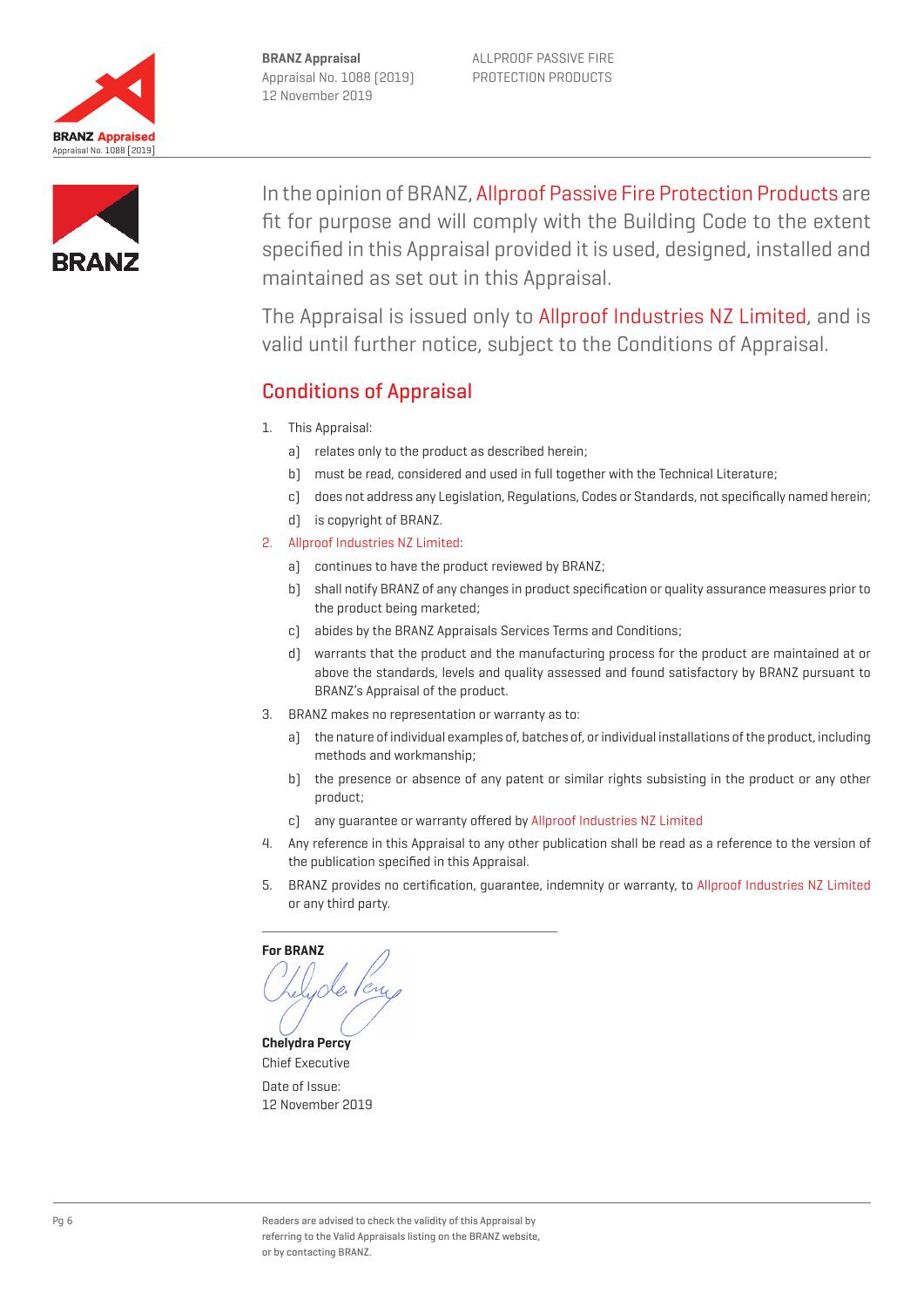In the opinion of BRANZ, Allproof Passive Fire Protection Products are fit for purpose and will comply with the Building Code to the extent specified in this Appraisal provided it is used, designed, installed and maintained as set out in this Appraisal.

The Appraisal is issued only to Allproof Industries NZ Limited, and is valid until further notice, subject to the Conditions of Appraisal.

## Conditions of Appraisal

1. This Appraisal:
   a) relates only to the product as described herein;
   b) must be read, considered and used in full together with the Technical Literature;
   c) does not address any Legislation, Regulations, Codes or Standards, not specifically named herein;
   d) is copyright of BRANZ.
2. Allproof Industries NZ Limited:
   a) continues to have the product reviewed by BRANZ;
   b) shall notify BRANZ of any changes in product specification or quality assurance measures prior to the product being marketed;
   c) abides by the BRANZ Appraisals Services Terms and Conditions;
   d) warrants that the product and the manufacturing process for the product are maintained at or above the standards, levels and quality assessed and found satisfactory by BRANZ pursuant to BRANZ's Appraisal of the product.
3. BRANZ makes no representation or warranty as to:
   a) the nature of individual examples of, batches of, or individual installations of the product, including methods and workmanship;
   b) the presence or absence of any patent or similar rights subsisting in the product or any other product;
   c) any guarantee or warranty offered by Allproof Industries NZ Limited
4. Any reference in this Appraisal to any other publication shall be read as a reference to the version of the publication specified in this Appraisal.
5. BRANZ provides no certification, guarantee, indemnity or warranty, to Allproof Industries NZ Limited or any third party.

**For BRANZ**

**Chelydra Percy**
Chief Executive

Date of Issue:
12 November 2019

Readers are advised to check the validity of this Appraisal by referring to the Valid Appraisals listing on the BRANZ website, or by contacting BRANZ.